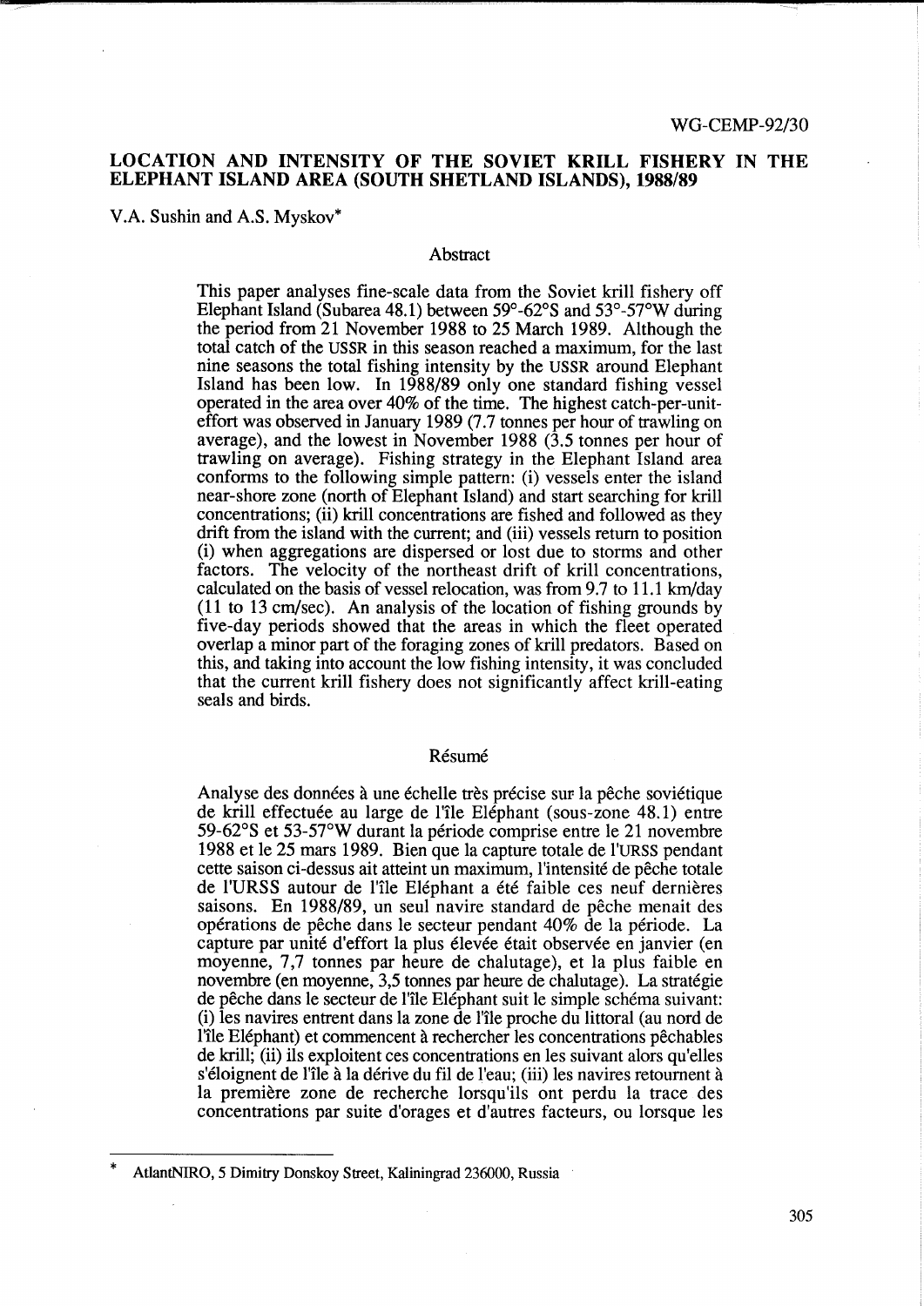WG-CEMP-92/30

# LOCATION AND INTENSITY OF THE SOVIET KRILL FISHERY IN THE ELEPHANT ISLAND AREA (SOUTH SHETLAND ISLANDS), 1988/89

V.A. Sushin and A.S. Myskov*

## Abstract

This paper analyses fine-scale data from the Soviet krill fishery off Elephant Island (Subarea 48.1) between 59°-62°S and 53°-57°W during the period from 21 November 1988 to 25 March 1989. Although the total catch of the USSR in this season reached a maximum, for the last nine seasons the total fishing intensity by the USSR around Elephant Island has been low. In 1988/89 only one standard fishing vessel operated in the area over 40% of the time. The highest catch-per-unit-effort was observed in January 1989 (7.7 tonnes per hour of trawling on average), and the lowest in November 1988 (3.5 tonnes per hour of trawling on average). Fishing strategy in the Elephant Island area conforms to the following simple pattern: (i) vessels enter the island near-shore zone (north of Elephant Island) and start searching for krill concentrations; (ii) krill concentrations are fished and followed as they drift from the island with the current; and (iii) vessels return to position (i) when aggregations are dispersed or lost due to storms and other factors. The velocity of the northeast drift of krill concentrations, calculated on the basis of vessel relocation, was from 9.7 to 11.1 km/day (11 to 13 cm/sec). An analysis of the location of fishing grounds by five-day periods showed that the areas in which the fleet operated overlap a minor part of the foraging zones of krill predators. Based on this, and taking into account the low fishing intensity, it was concluded that the current krill fishery does not significantly affect krill-eating seals and birds.

## Résumé

Analyse des données à une échelle très précise sur la pêche soviétique de krill effectuée au large de l'île Eléphant (sous-zone 48.1) entre 59-62°S et 53-57°W durant la période comprise entre le 21 novembre 1988 et le 25 mars 1989. Bien que la capture totale de l'URSS pendant cette saison ci-dessus ait atteint un maximum, l'intensité de pêche totale de l'URSS autour de l'île Eléphant a été faible ces neuf dernières saisons. En 1988/89, un seul navire standard de pêche menait des opérations de pêche dans le secteur pendant 40% de la période. La capture par unité d'effort la plus élevée était observée en janvier (en moyenne, 7,7 tonnes par heure de chalutage), et la plus faible en novembre (en moyenne, 3,5 tonnes par heure de chalutage). La stratégie de pêche dans le secteur de l'île Eléphant suit le simple schéma suivant: (i) les navires entrent dans la zone de l'île proche du littoral (au nord de l'île Eléphant) et commencent à rechercher les concentrations pêchables de krill; (ii) ils exploitent ces concentrations en les suivant alors qu'elles s'éloignent de l'île à la dérive du fil de l'eau; (iii) les navires retournent à la première zone de recherche lorsqu'ils ont perdu la trace des concentrations par suite d'orages et d'autres facteurs, ou lorsque les

---

\* AtlantNIRO, 5 Dimitry Donskoy Street, Kaliningrad 236000, Russia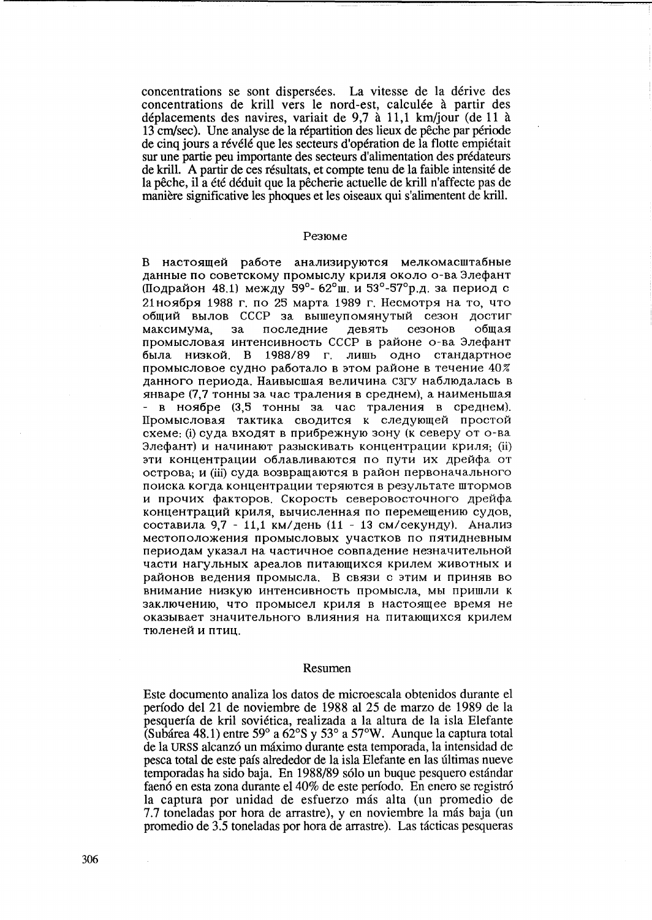concentrations se sont dispersées. La vitesse de la dérive des concentrations de krill vers le nord-est, calculée à partir des déplacements des navires, variait de 9,7 à 11,1 km/jour (de 11 à 13 cm/sec). Une analyse de la répartition des lieux de pêche par période de cinq jours a révélé que les secteurs d'opération de la flotte empiétait sur une partie peu importante des secteurs d'alimentation des prédateurs de krill. A partir de ces résultats, et compte tenu de la faible intensité de la pêche, il a été déduit que la pêcherie actuelle de krill n'affecte pas de manière significative les phoques et les oiseaux qui s'alimentent de krill.

## Резюме

В настоящей работе анализируются мелкомасштабные данные по советскому промыслу криля около о-ва Элефант (Подрайон 48.1) между 59°- 62°ш. и 53°-57°р.д. за период с 21ноября 1988 г. по 25 марта 1989 г. Несмотря на то, что общий вылов СССР за вышеупомянутый сезон достиг максимума, за последние девять сезонов общая промысловая интенсивность СССР в районе о-ва Элефант была низкой. В 1988/89 г. лишь одно стандартное промысловое судно работало в этом районе в течение 40% данного периода. Наивысшая величина СЗГУ наблюдалась в январе (7,7 тонны за час траления в среднем), а наименьшая - в ноябре (3,5 тонны за час траления в среднем). Промысловая тактика сводится к следующей простой схеме: (i) суда входят в прибрежную зону (к северу от о-ва Элефант) и начинают разыскивать концентрации криля; (ii) эти концентрации облавливаются по пути их дрейфа от острова; и (iii) суда возвращаются в район первоначального поиска когда концентрации теряются в результате штормов и прочих факторов. Скорость северовосточного дрейфа концентраций криля, вычисленная по перемещению судов, составила 9,7 - 11,1 км/день (11 - 13 см/секунду). Анализ местоположения промысловых участков по пятидневным периодам указал на частичное совпадение незначительной части нагульных ареалов питающихся крилем животных и районов ведения промысла. В связи с этим и приняв во внимание низкую интенсивность промысла, мы пришли к заключению, что промысел криля в настоящее время не оказывает значительного влияния на питающихся крилем тюленей и птиц.

## Resumen

Este documento analiza los datos de microescala obtenidos durante el período del 21 de noviembre de 1988 al 25 de marzo de 1989 de la pesquería de kril soviética, realizada a la altura de la isla Elefante (Subárea 48.1) entre 59° a 62°S y 53° a 57°W. Aunque la captura total de la URSS alcanzó un máximo durante esta temporada, la intensidad de pesca total de este país alrededor de la isla Elefante en las últimas nueve temporadas ha sido baja. En 1988/89 sólo un buque pesquero estándar faenó en esta zona durante el 40% de este período. En enero se registró la captura por unidad de esfuerzo más alta (un promedio de 7.7 toneladas por hora de arrastre), y en noviembre la más baja (un promedio de 3.5 toneladas por hora de arrastre). Las tácticas pesqueras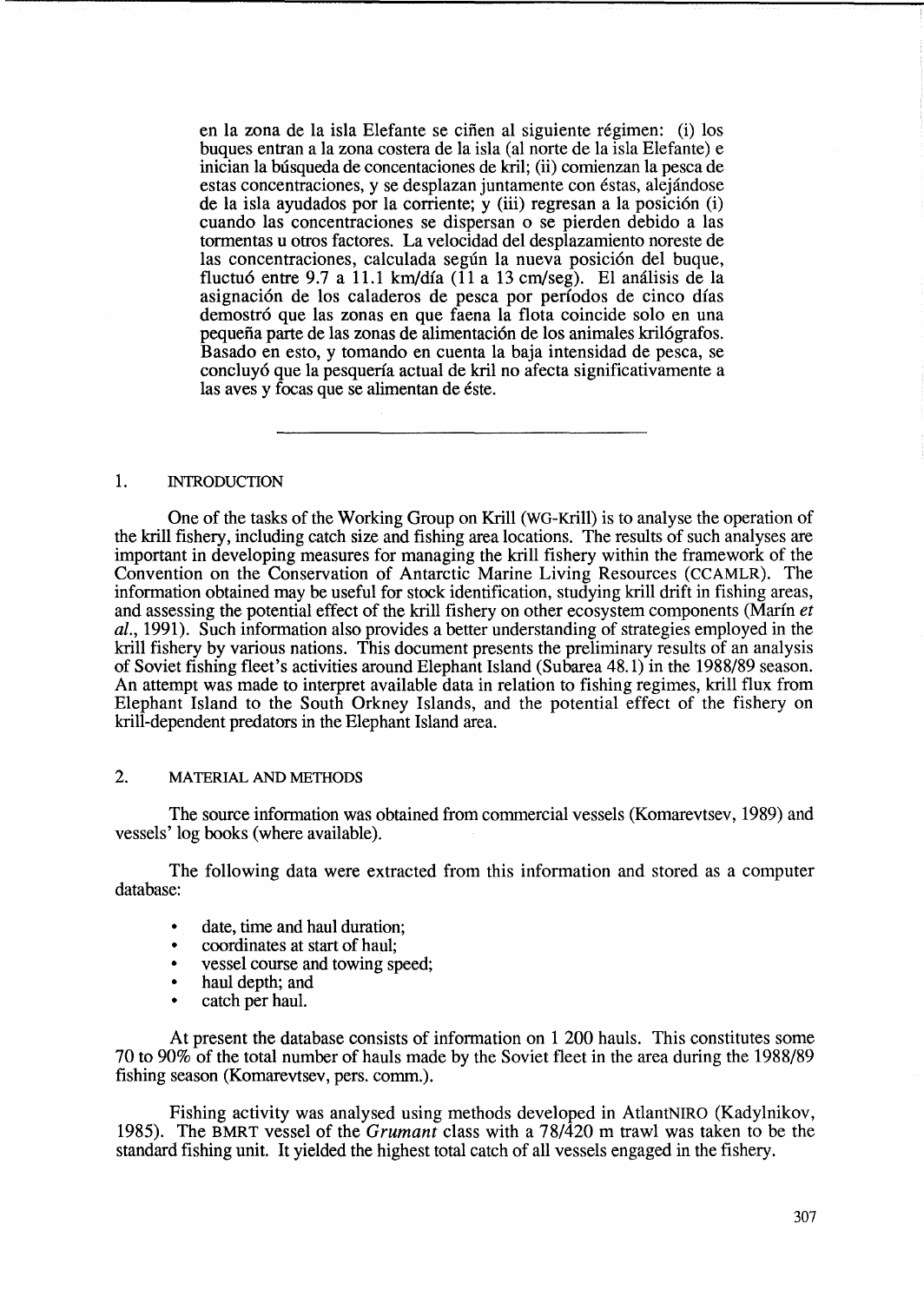en la zona de la isla Elefante se ciñen al siguiente régimen: (i) los buques entran a la zona costera de la isla (al norte de la isla Elefante) e inician la búsqueda de concentaciones de kril; (ii) comienzan la pesca de estas concentraciones, y se desplazan juntamente con éstas, alejándose de la isla ayudados por la corriente; y (iii) regresan a la posición (i) cuando las concentraciones se dispersan o se pierden debido a las tormentas u otros factores. La velocidad del desplazamiento noreste de las concentraciones, calculada según la nueva posición del buque, fluctuó entre 9.7 a 11.1 km/día (11 a 13 cm/seg). El análisis de la asignación de los caladeros de pesca por períodos de cinco días demostró que las zonas en que faena la flota coincide solo en una pequeña parte de las zonas de alimentación de los animales krilógrafos. Basado en esto, y tomando en cuenta la baja intensidad de pesca, se concluyó que la pesquería actual de kril no afecta significativamente a las aves y focas que se alimentan de éste.

---

## 1. INTRODUCTION

One of the tasks of the Working Group on Krill (WG-Krill) is to analyse the operation of the krill fishery, including catch size and fishing area locations. The results of such analyses are important in developing measures for managing the krill fishery within the framework of the Convention on the Conservation of Antarctic Marine Living Resources (CCAMLR). The information obtained may be useful for stock identification, studying krill drift in fishing areas, and assessing the potential effect of the krill fishery on other ecosystem components (Marín *et al.*, 1991). Such information also provides a better understanding of strategies employed in the krill fishery by various nations. This document presents the preliminary results of an analysis of Soviet fishing fleet's activities around Elephant Island (Subarea 48.1) in the 1988/89 season. An attempt was made to interpret available data in relation to fishing regimes, krill flux from Elephant Island to the South Orkney Islands, and the potential effect of the fishery on krill-dependent predators in the Elephant Island area.

## 2. MATERIAL AND METHODS

The source information was obtained from commercial vessels (Komarevtsev, 1989) and vessels' log books (where available).

The following data were extracted from this information and stored as a computer database:

- date, time and haul duration;
- coordinates at start of haul;
- vessel course and towing speed;
- haul depth; and
- catch per haul.

At present the database consists of information on 1 200 hauls. This constitutes some 70 to 90% of the total number of hauls made by the Soviet fleet in the area during the 1988/89 fishing season (Komarevtsev, pers. comm.).

Fishing activity was analysed using methods developed in AtlantNIRO (Kadylnikov, 1985). The BMRT vessel of the *Grumant* class with a 78/420 m trawl was taken to be the standard fishing unit. It yielded the highest total catch of all vessels engaged in the fishery.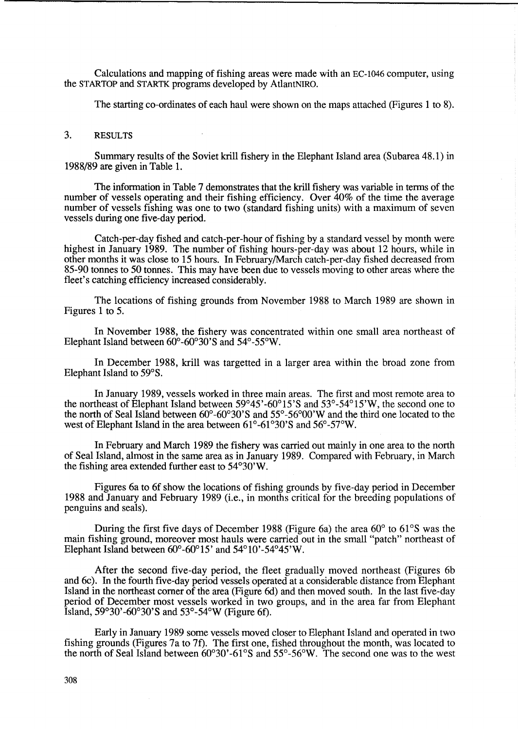Calculations and mapping of fishing areas were made with an EC-1046 computer, using the STARTOP and STARTK programs developed by AtlantNIRO.

The starting co-ordinates of each haul were shown on the maps attached (Figures 1 to 8).

## 3. RESULTS

Summary results of the Soviet krill fishery in the Elephant Island area (Subarea 48.1) in 1988/89 are given in Table 1.

The information in Table 7 demonstrates that the krill fishery was variable in terms of the number of vessels operating and their fishing efficiency. Over 40% of the time the average number of vessels fishing was one to two (standard fishing units) with a maximum of seven vessels during one five-day period.

Catch-per-day fished and catch-per-hour of fishing by a standard vessel by month were highest in January 1989. The number of fishing hours-per-day was about 12 hours, while in other months it was close to 15 hours. In February/March catch-per-day fished decreased from 85-90 tonnes to 50 tonnes. This may have been due to vessels moving to other areas where the fleet's catching efficiency increased considerably.

The locations of fishing grounds from November 1988 to March 1989 are shown in Figures 1 to 5.

In November 1988, the fishery was concentrated within one small area northeast of Elephant Island between 60°-60°30'S and 54°-55°W.

In December 1988, krill was targetted in a larger area within the broad zone from Elephant Island to 59°S.

In January 1989, vessels worked in three main areas. The first and most remote area to the northeast of Elephant Island between 59°45'-60°15'S and 53°-54°15'W, the second one to the north of Seal Island between 60°-60°30'S and 55°-56°00'W and the third one located to the west of Elephant Island in the area between 61°-61°30'S and 56°-57°W.

In February and March 1989 the fishery was carried out mainly in one area to the north of Seal Island, almost in the same area as in January 1989. Compared with February, in March the fishing area extended further east to 54°30'W.

Figures 6a to 6f show the locations of fishing grounds by five-day period in December 1988 and January and February 1989 (i.e., in months critical for the breeding populations of penguins and seals).

During the first five days of December 1988 (Figure 6a) the area 60° to 61°S was the main fishing ground, moreover most hauls were carried out in the small "patch" northeast of Elephant Island between 60°-60°15' and 54°10'-54°45'W.

After the second five-day period, the fleet gradually moved northeast (Figures 6b and 6c). In the fourth five-day period vessels operated at a considerable distance from Elephant Island in the northeast corner of the area (Figure 6d) and then moved south. In the last five-day period of December most vessels worked in two groups, and in the area far from Elephant Island, 59°30'-60°30'S and 53°-54°W (Figure 6f).

Early in January 1989 some vessels moved closer to Elephant Island and operated in two fishing grounds (Figures 7a to 7f). The first one, fished throughout the month, was located to the north of Seal Island between 60°30'-61°S and 55°-56°W. The second one was to the west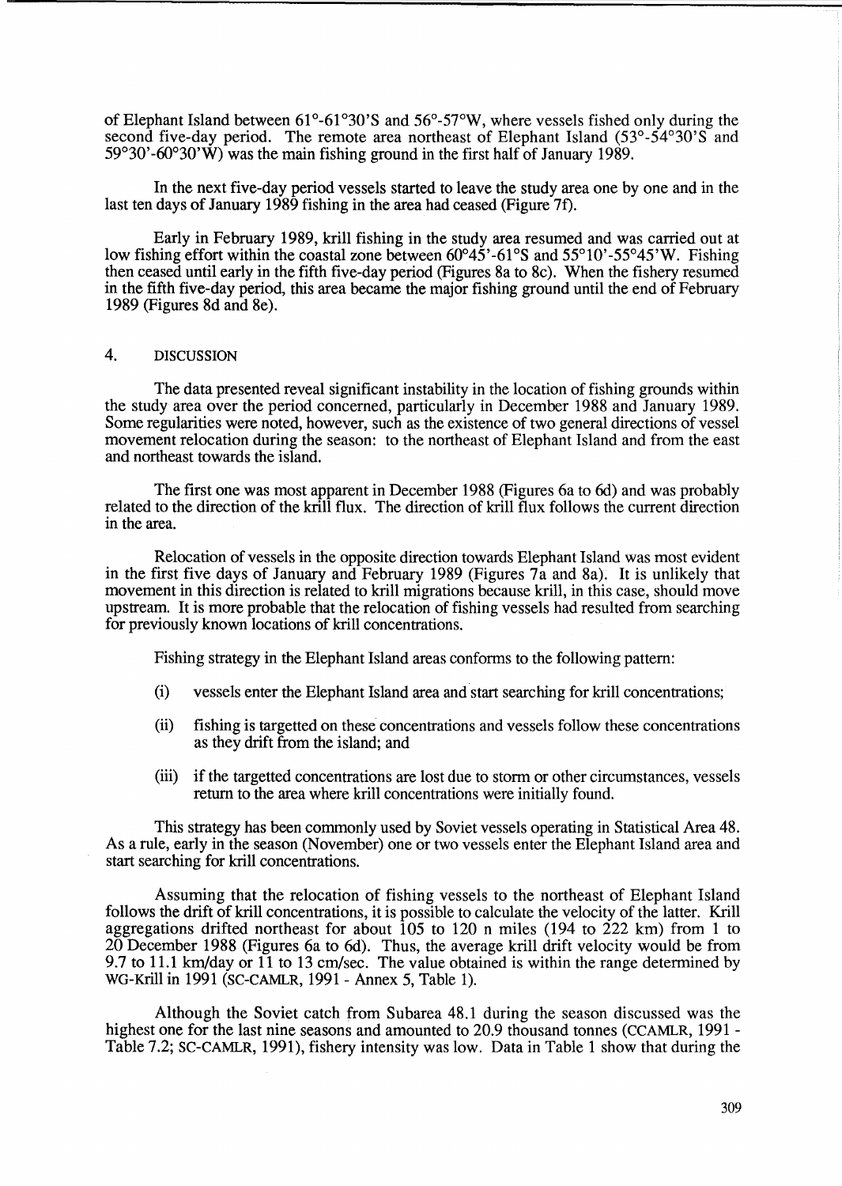of Elephant Island between 61°-61°30'S and 56°-57°W, where vessels fished only during the second five-day period. The remote area northeast of Elephant Island (53°-54°30'S and 59°30'-60°30'W) was the main fishing ground in the first half of January 1989.

In the next five-day period vessels started to leave the study area one by one and in the last ten days of January 1989 fishing in the area had ceased (Figure 7f).

Early in February 1989, krill fishing in the study area resumed and was carried out at low fishing effort within the coastal zone between 60°45'-61°S and 55°10'-55°45'W. Fishing then ceased until early in the fifth five-day period (Figures 8a to 8c). When the fishery resumed in the fifth five-day period, this area became the major fishing ground until the end of February 1989 (Figures 8d and 8e).

## 4. DISCUSSION

The data presented reveal significant instability in the location of fishing grounds within the study area over the period concerned, particularly in December 1988 and January 1989. Some regularities were noted, however, such as the existence of two general directions of vessel movement relocation during the season: to the northeast of Elephant Island and from the east and northeast towards the island.

The first one was most apparent in December 1988 (Figures 6a to 6d) and was probably related to the direction of the krill flux. The direction of krill flux follows the current direction in the area.

Relocation of vessels in the opposite direction towards Elephant Island was most evident in the first five days of January and February 1989 (Figures 7a and 8a). It is unlikely that movement in this direction is related to krill migrations because krill, in this case, should move upstream. It is more probable that the relocation of fishing vessels had resulted from searching for previously known locations of krill concentrations.

Fishing strategy in the Elephant Island areas conforms to the following pattern:

(i) vessels enter the Elephant Island area and start searching for krill concentrations;

(ii) fishing is targetted on these concentrations and vessels follow these concentrations as they drift from the island; and

(iii) if the targetted concentrations are lost due to storm or other circumstances, vessels return to the area where krill concentrations were initially found.

This strategy has been commonly used by Soviet vessels operating in Statistical Area 48. As a rule, early in the season (November) one or two vessels enter the Elephant Island area and start searching for krill concentrations.

Assuming that the relocation of fishing vessels to the northeast of Elephant Island follows the drift of krill concentrations, it is possible to calculate the velocity of the latter. Krill aggregations drifted northeast for about 105 to 120 n miles (194 to 222 km) from 1 to 20 December 1988 (Figures 6a to 6d). Thus, the average krill drift velocity would be from 9.7 to 11.1 km/day or 11 to 13 cm/sec. The value obtained is within the range determined by WG-Krill in 1991 (SC-CAMLR, 1991 - Annex 5, Table 1).

Although the Soviet catch from Subarea 48.1 during the season discussed was the highest one for the last nine seasons and amounted to 20.9 thousand tonnes (CCAMLR, 1991 - Table 7.2; SC-CAMLR, 1991), fishery intensity was low. Data in Table 1 show that during the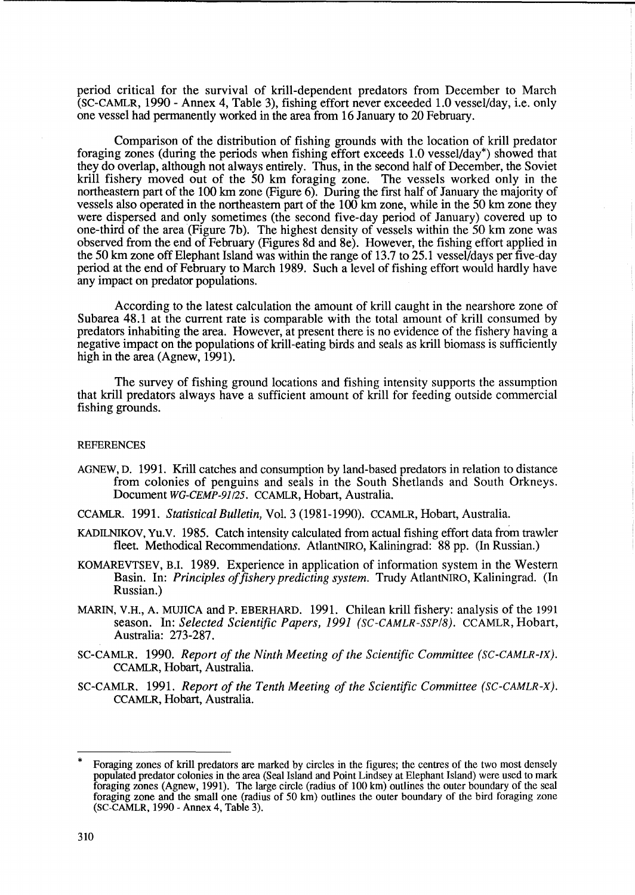period critical for the survival of krill-dependent predators from December to March (SC-CAMLR, 1990 - Annex 4, Table 3), fishing effort never exceeded 1.0 vessel/day, i.e. only one vessel had permanently worked in the area from 16 January to 20 February.

Comparison of the distribution of fishing grounds with the location of krill predator foraging zones (during the periods when fishing effort exceeds 1.0 vessel/day*) showed that they do overlap, although not always entirely. Thus, in the second half of December, the Soviet krill fishery moved out of the 50 km foraging zone. The vessels worked only in the northeastern part of the 100 km zone (Figure 6). During the first half of January the majority of vessels also operated in the northeastern part of the 100 km zone, while in the 50 km zone they were dispersed and only sometimes (the second five-day period of January) covered up to one-third of the area (Figure 7b). The highest density of vessels within the 50 km zone was observed from the end of February (Figures 8d and 8e). However, the fishing effort applied in the 50 km zone off Elephant Island was within the range of 13.7 to 25.1 vessel/days per five-day period at the end of February to March 1989. Such a level of fishing effort would hardly have any impact on predator populations.

According to the latest calculation the amount of krill caught in the nearshore zone of Subarea 48.1 at the current rate is comparable with the total amount of krill consumed by predators inhabiting the area. However, at present there is no evidence of the fishery having a negative impact on the populations of krill-eating birds and seals as krill biomass is sufficiently high in the area (Agnew, 1991).

The survey of fishing ground locations and fishing intensity supports the assumption that krill predators always have a sufficient amount of krill for feeding outside commercial fishing grounds.

## REFERENCES

AGNEW, D. 1991. Krill catches and consumption by land-based predators in relation to distance from colonies of penguins and seals in the South Shetlands and South Orkneys. Document *WG-CEMP-91/25*. CCAMLR, Hobart, Australia.

CCAMLR. 1991. *Statistical Bulletin*, Vol. 3 (1981-1990). CCAMLR, Hobart, Australia.

KADILNIKOV, Yu.V. 1985. Catch intensity calculated from actual fishing effort data from trawler fleet. Methodical Recommendations. AtlantNIRO, Kaliningrad: 88 pp. (In Russian.)

KOMAREVTSEV, B.I. 1989. Experience in application of information system in the Western Basin. In: *Principles of fishery predicting system*. Trudy AtlantNIRO, Kaliningrad. (In Russian.)

MARIN, V.H., A. MUJICA and P. EBERHARD. 1991. Chilean krill fishery: analysis of the 1991 season. In: *Selected Scientific Papers, 1991 (SC-CAMLR-SSP/8)*. CCAMLR, Hobart, Australia: 273-287.

SC-CAMLR. 1990. *Report of the Ninth Meeting of the Scientific Committee (SC-CAMLR-IX)*. CCAMLR, Hobart, Australia.

SC-CAMLR. 1991. *Report of the Tenth Meeting of the Scientific Committee (SC-CAMLR-X)*. CCAMLR, Hobart, Australia.

---

\* Foraging zones of krill predators are marked by circles in the figures; the centres of the two most densely populated predator colonies in the area (Seal Island and Point Lindsey at Elephant Island) were used to mark foraging zones (Agnew, 1991). The large circle (radius of 100 km) outlines the outer boundary of the seal foraging zone and the small one (radius of 50 km) outlines the outer boundary of the bird foraging zone (SC-CAMLR, 1990 - Annex 4, Table 3).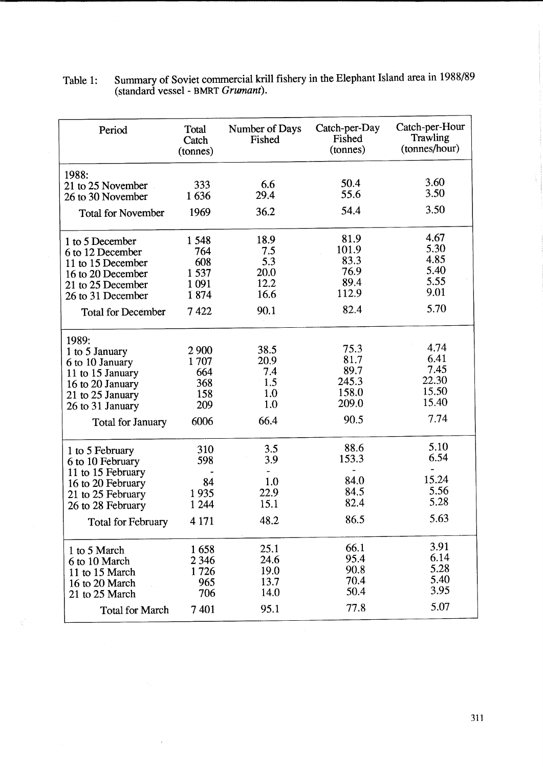Table 1: Summary of Soviet commercial krill fishery in the Elephant Island area in 1988/89 (standard vessel - BMRT *Grumant*).

| Period | Total Catch (tonnes) | Number of Days Fished | Catch-per-Day Fished (tonnes) | Catch-per-Hour Trawling (tonnes/hour) |
|---|---|---|---|---|
| 1988: | | | | |
| 21 to 25 November | 333 | 6.6 | 50.4 | 3.60 |
| 26 to 30 November | 1 636 | 29.4 | 55.6 | 3.50 |
| Total for November | 1969 | 36.2 | 54.4 | 3.50 |
| 1 to 5 December | 1 548 | 18.9 | 81.9 | 4.67 |
| 6 to 12 December | 764 | 7.5 | 101.9 | 5.30 |
| 11 to 15 December | 608 | 5.3 | 83.3 | 4.85 |
| 16 to 20 December | 1 537 | 20.0 | 76.9 | 5.40 |
| 21 to 25 December | 1 091 | 12.2 | 89.4 | 5.55 |
| 26 to 31 December | 1 874 | 16.6 | 112.9 | 9.01 |
| Total for December | 7 422 | 90.1 | 82.4 | 5.70 |
| 1989: | | | | |
| 1 to 5 January | 2 900 | 38.5 | 75.3 | 4.74 |
| 6 to 10 January | 1 707 | 20.9 | 81.7 | 6.41 |
| 11 to 15 January | 664 | 7.4 | 89.7 | 7.45 |
| 16 to 20 January | 368 | 1.5 | 245.3 | 22.30 |
| 21 to 25 January | 158 | 1.0 | 158.0 | 15.50 |
| 26 to 31 January | 209 | 1.0 | 209.0 | 15.40 |
| Total for January | 6006 | 66.4 | 90.5 | 7.74 |
| 1 to 5 February | 310 | 3.5 | 88.6 | 5.10 |
| 6 to 10 February | 598 | 3.9 | 153.3 | 6.54 |
| 11 to 15 February | - | - | - | - |
| 16 to 20 February | 84 | 1.0 | 84.0 | 15.24 |
| 21 to 25 February | 1 935 | 22.9 | 84.5 | 5.56 |
| 26 to 28 February | 1 244 | 15.1 | 82.4 | 5.28 |
| Total for February | 4 171 | 48.2 | 86.5 | 5.63 |
| 1 to 5 March | 1 658 | 25.1 | 66.1 | 3.91 |
| 6 to 10 March | 2 346 | 24.6 | 95.4 | 6.14 |
| 11 to 15 March | 1 726 | 19.0 | 90.8 | 5.28 |
| 16 to 20 March | 965 | 13.7 | 70.4 | 5.40 |
| 21 to 25 March | 706 | 14.0 | 50.4 | 3.95 |
| Total for March | 7 401 | 95.1 | 77.8 | 5.07 |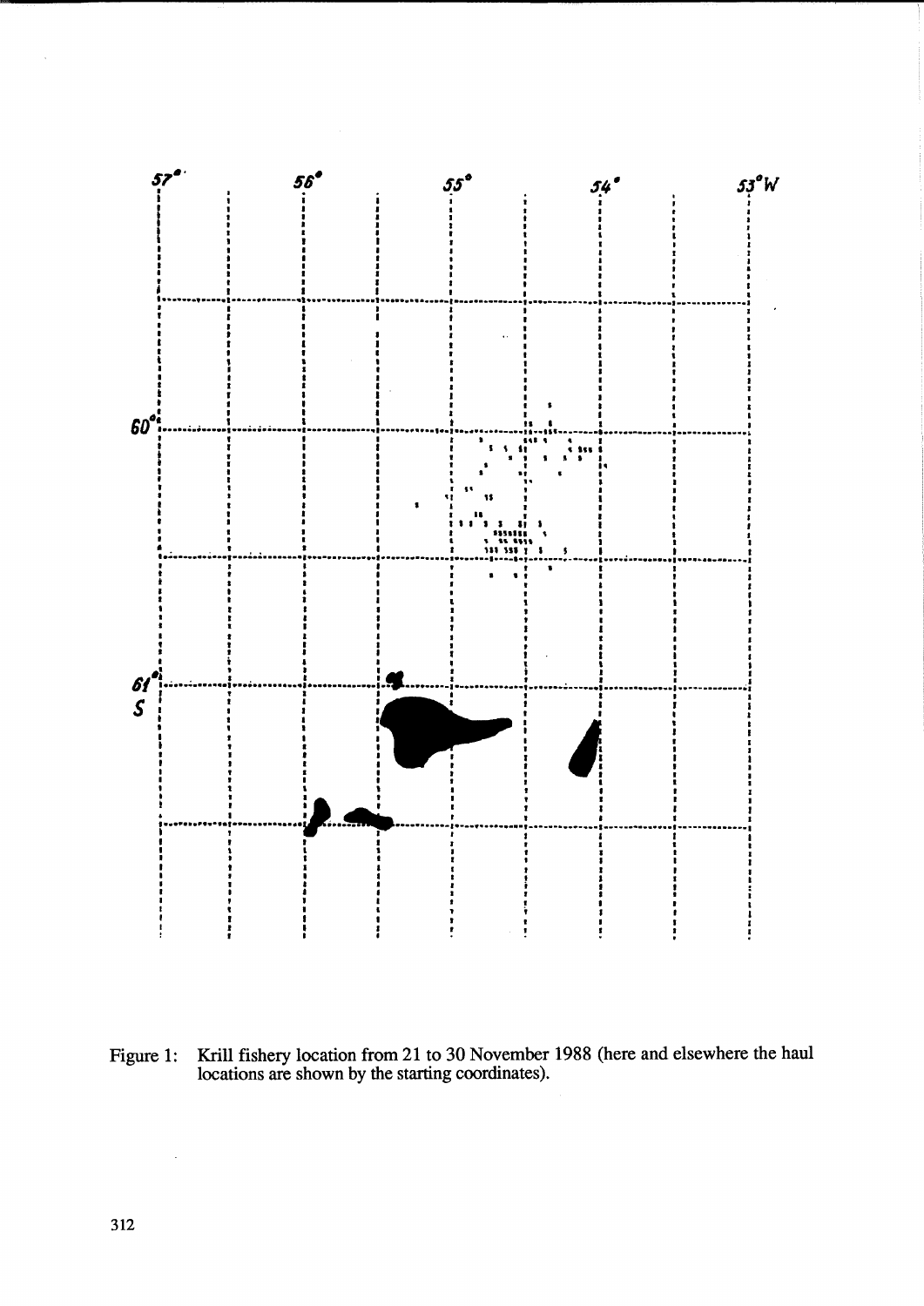Figure 1: Krill fishery location from 21 to 30 November 1988 (here and elsewhere the haul locations are shown by the starting coordinates).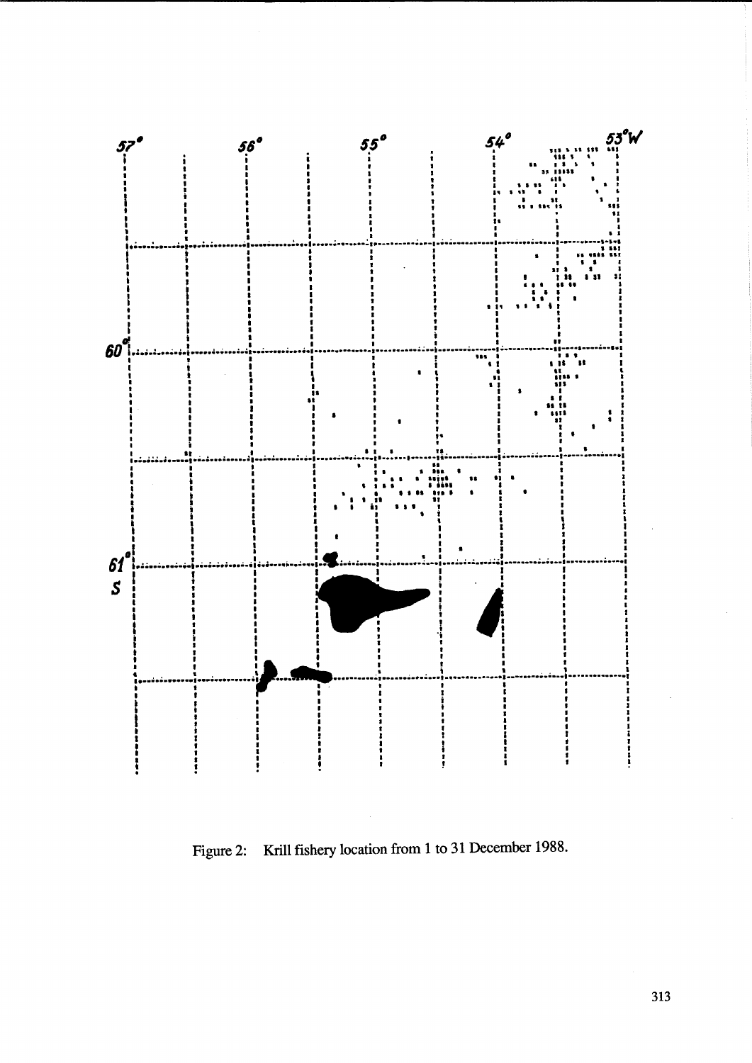Figure 2: Krill fishery location from 1 to 31 December 1988.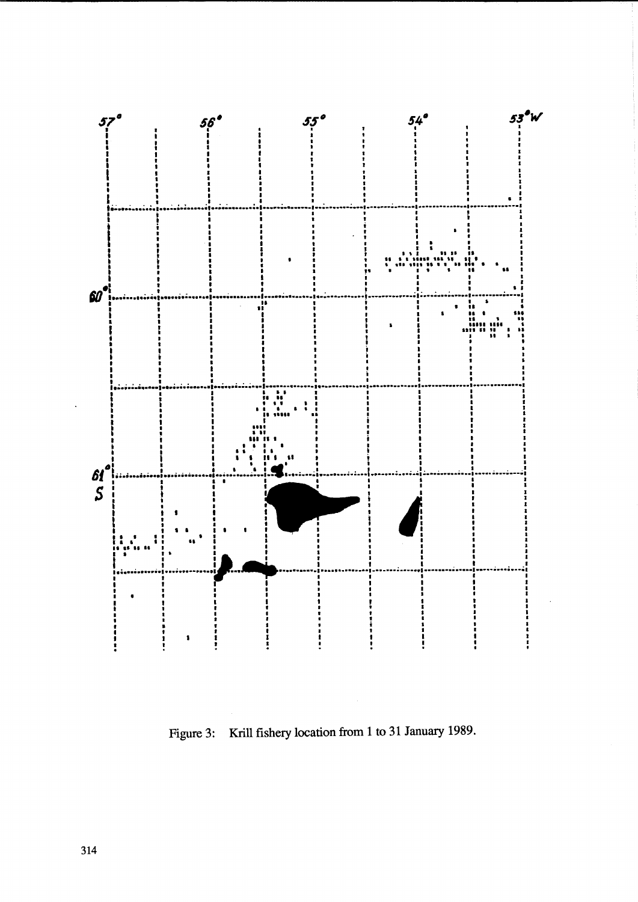Figure 3: Krill fishery location from 1 to 31 January 1989.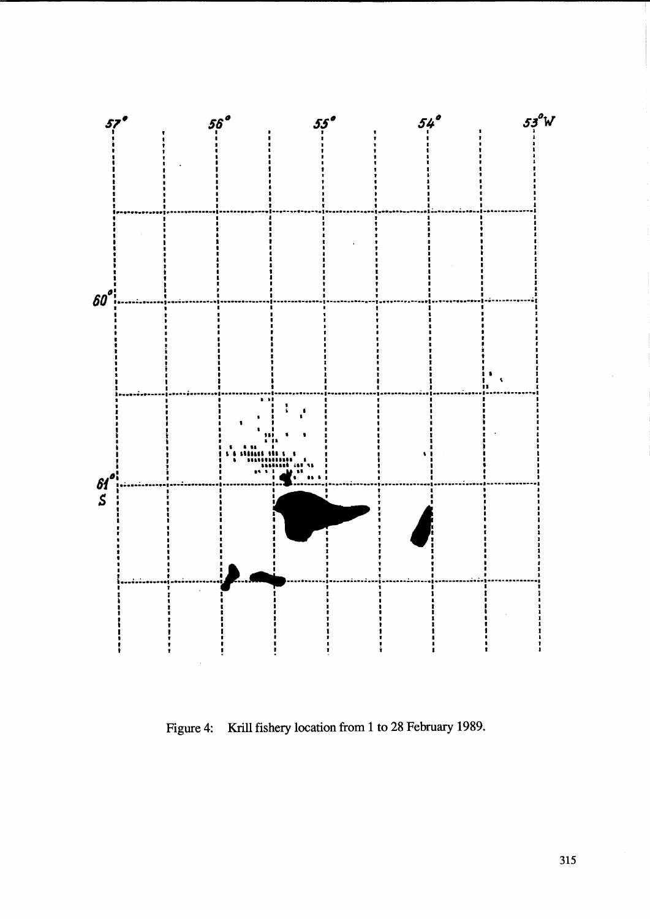Figure 4: Krill fishery location from 1 to 28 February 1989.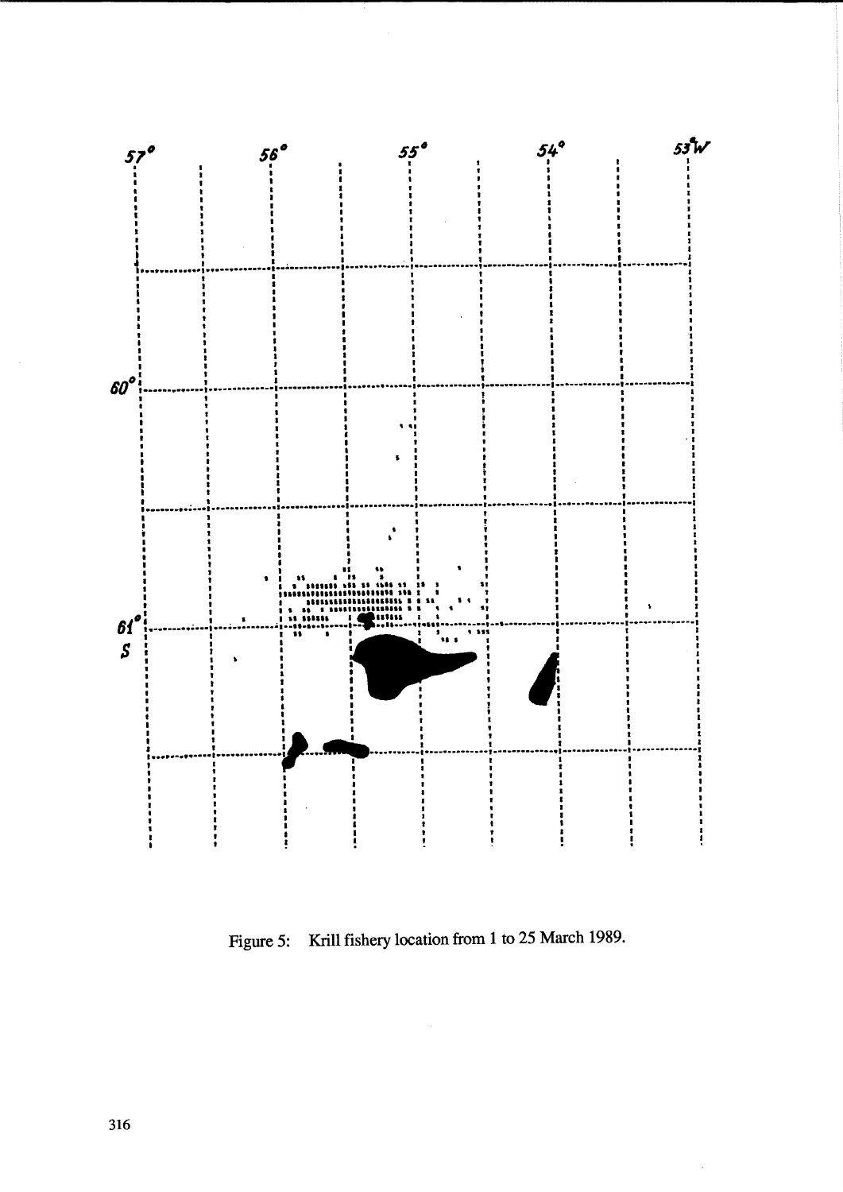Figure 5: Krill fishery location from 1 to 25 March 1989.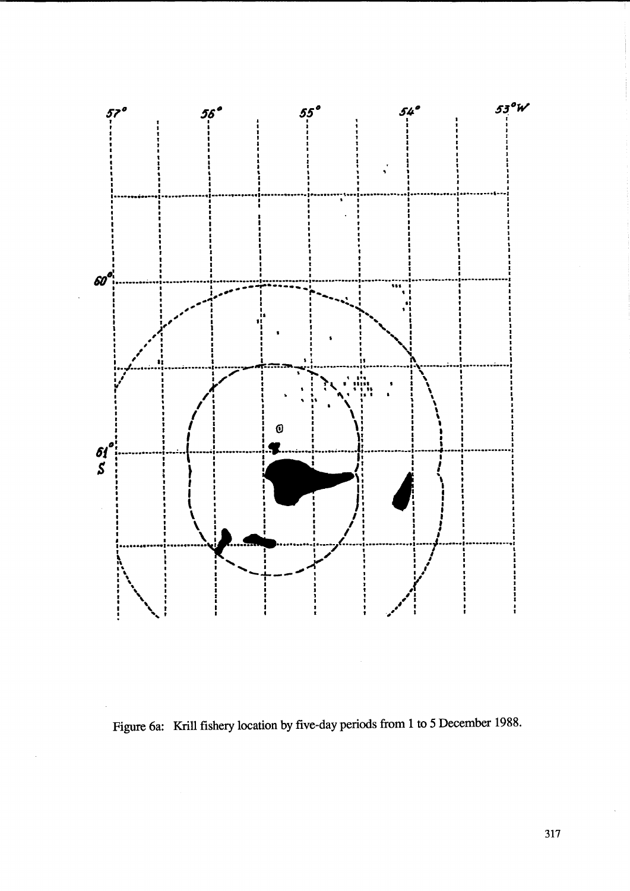Figure 6a: Krill fishery location by five-day periods from 1 to 5 December 1988.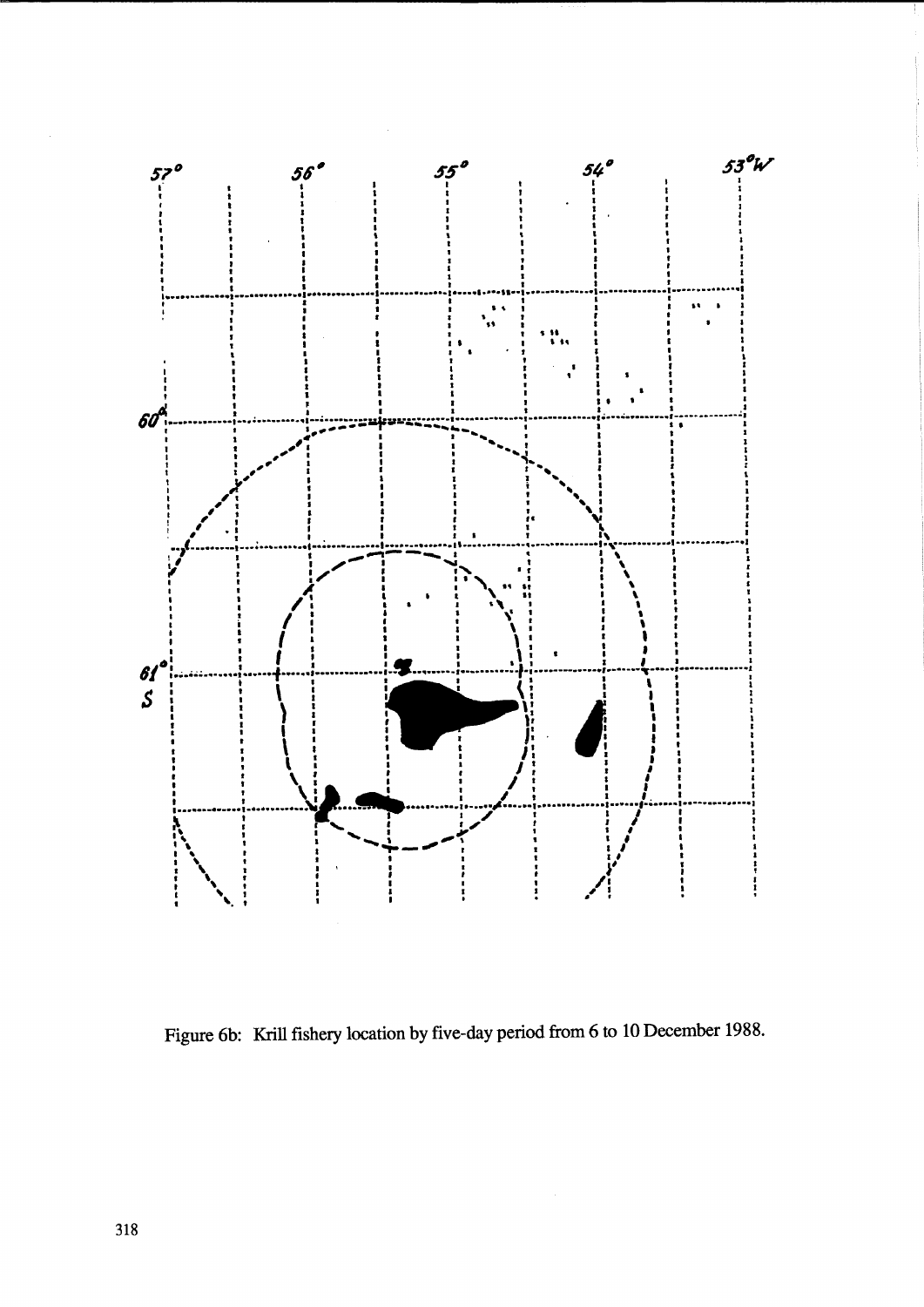Figure 6b: Krill fishery location by five-day period from 6 to 10 December 1988.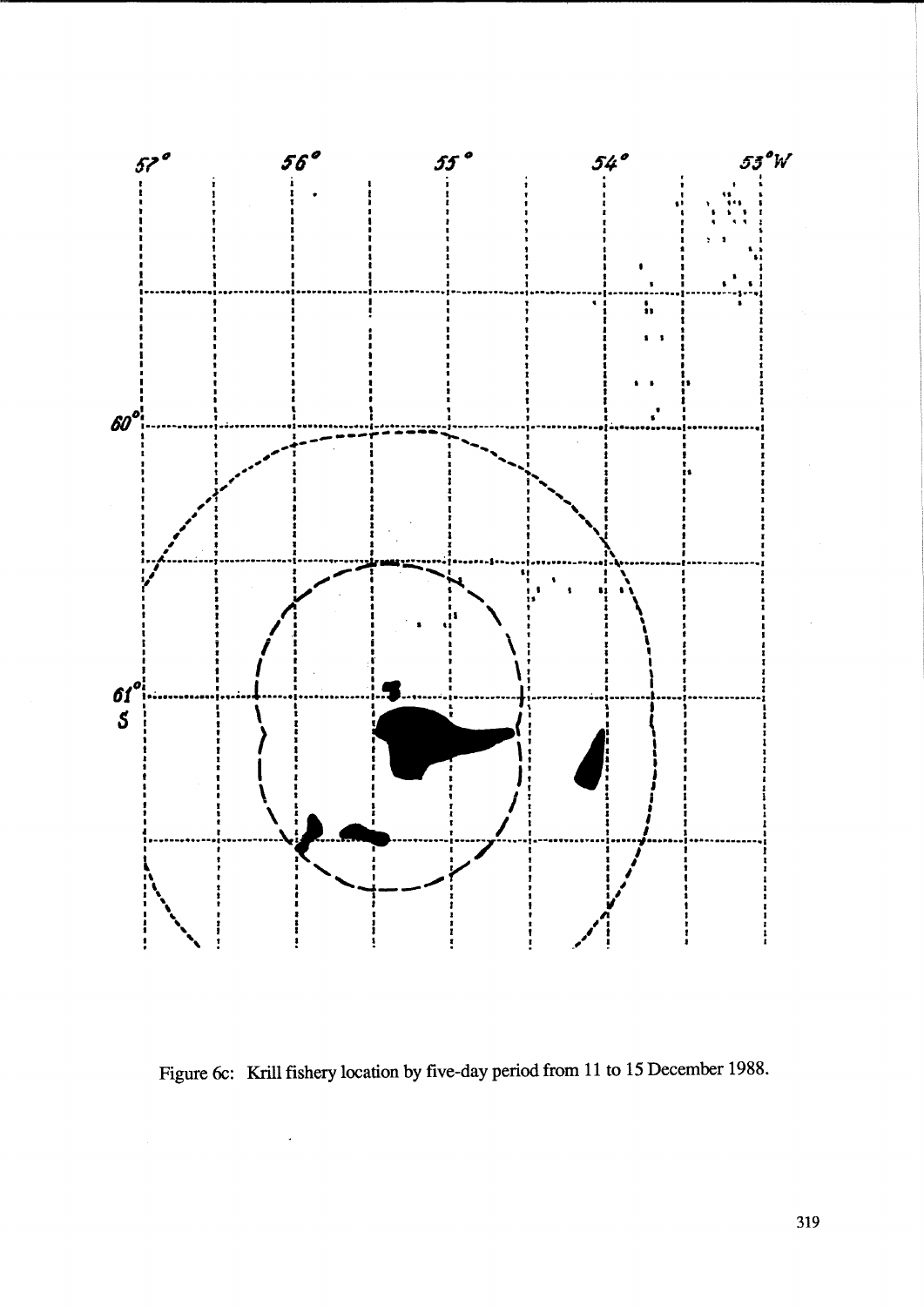Figure 6c: Krill fishery location by five-day period from 11 to 15 December 1988.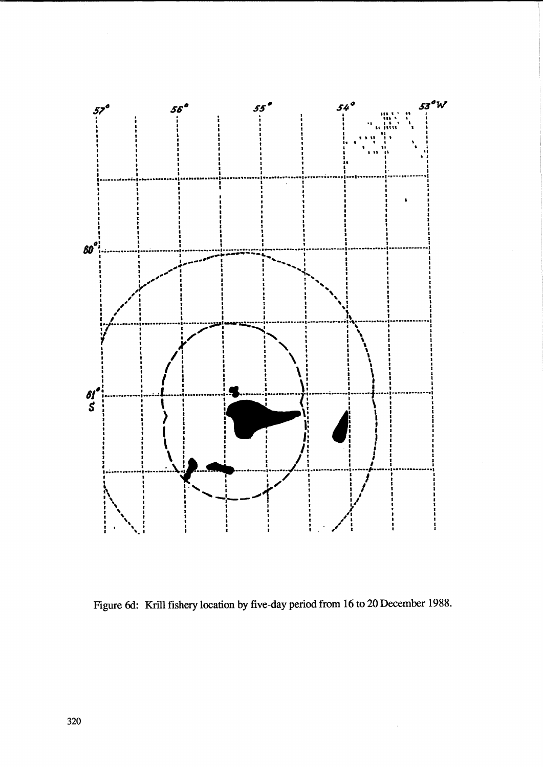Figure 6d: Krill fishery location by five-day period from 16 to 20 December 1988.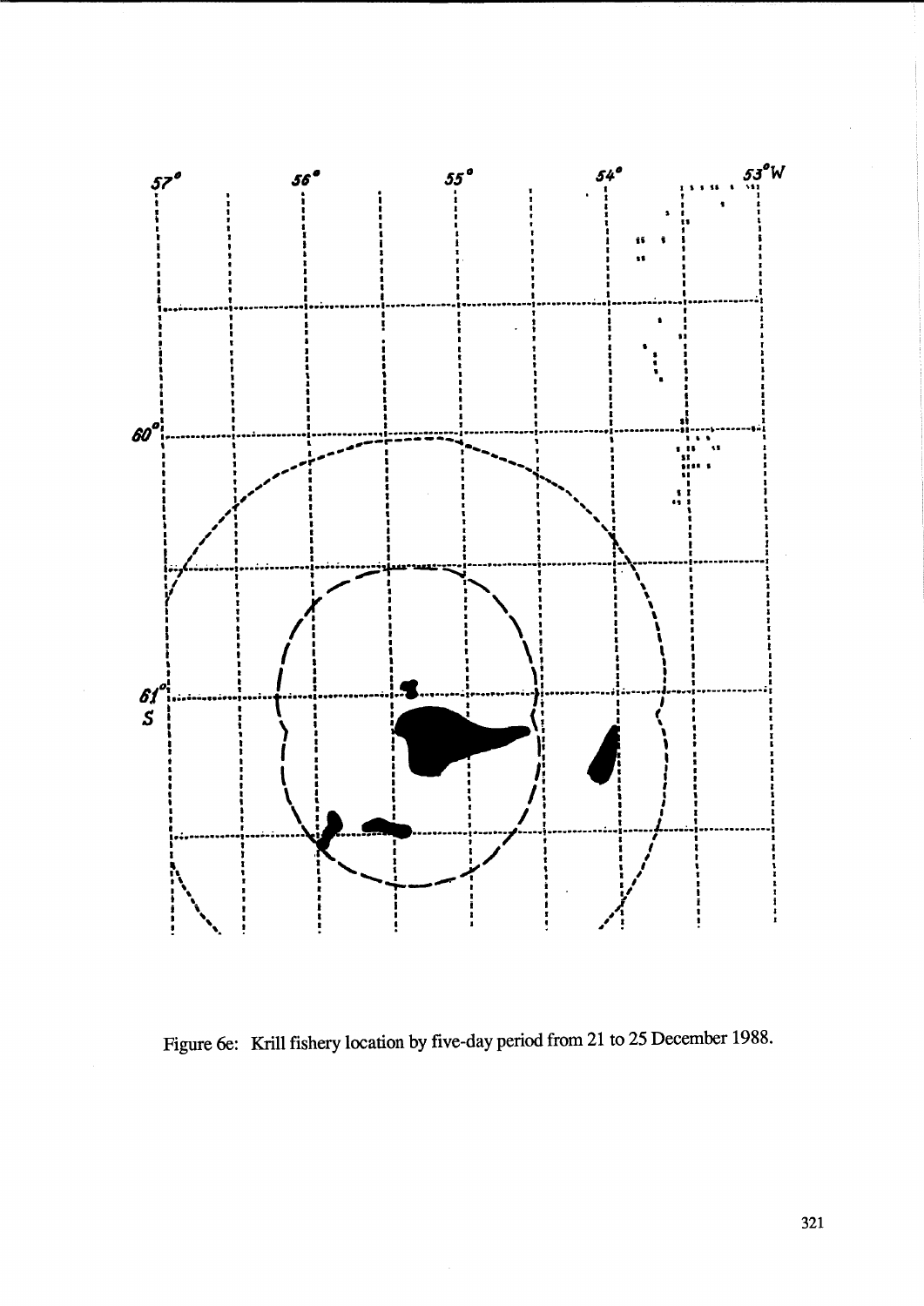Figure 6e: Krill fishery location by five-day period from 21 to 25 December 1988.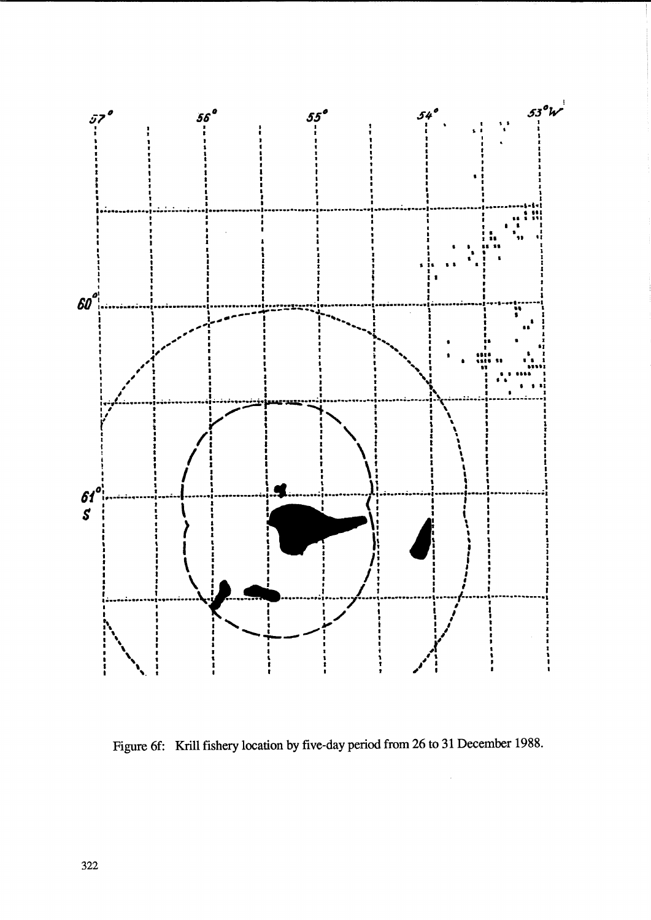Figure 6f: Krill fishery location by five-day period from 26 to 31 December 1988.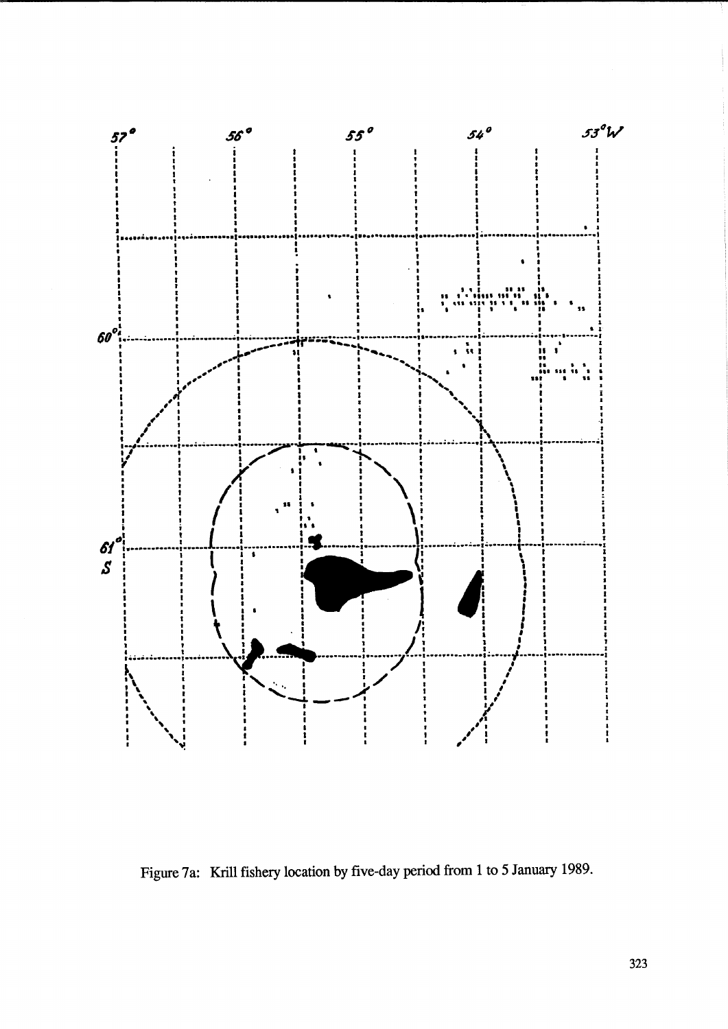Figure 7a: Krill fishery location by five-day period from 1 to 5 January 1989.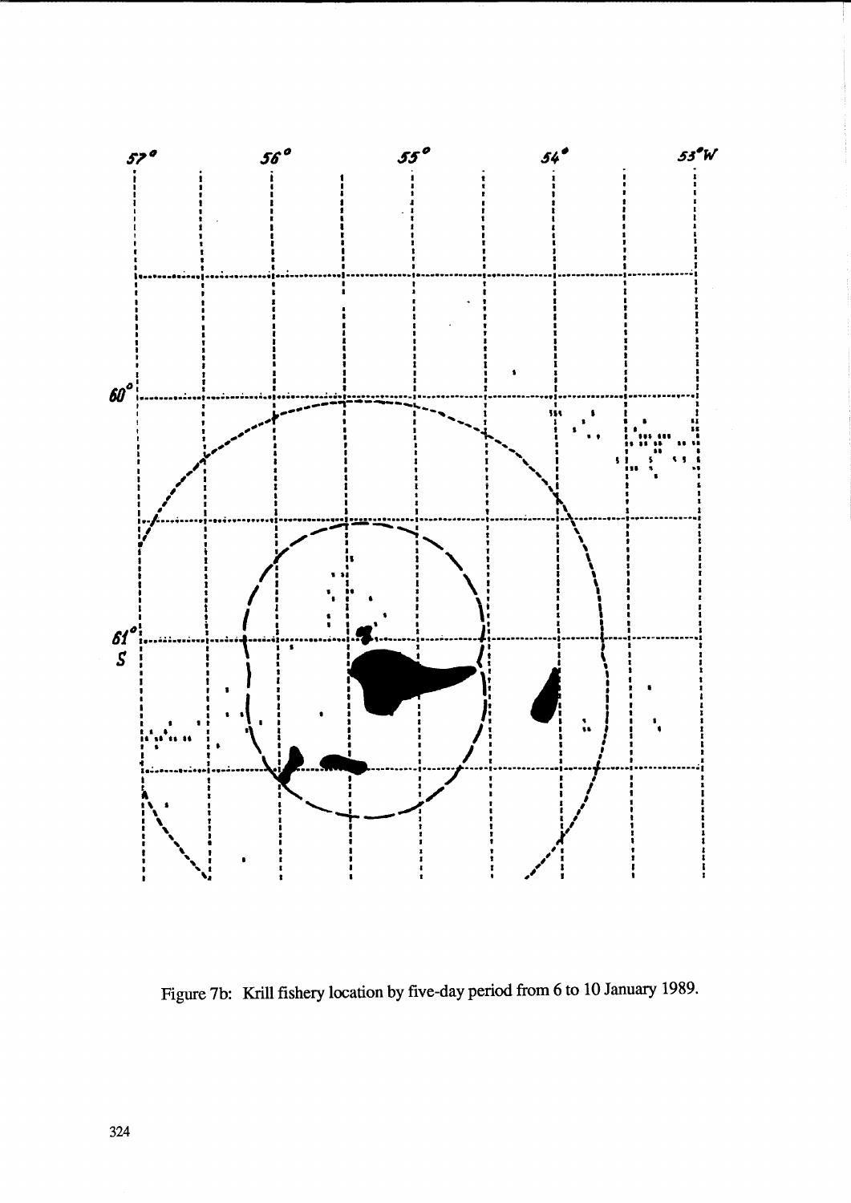Figure 7b: Krill fishery location by five-day period from 6 to 10 January 1989.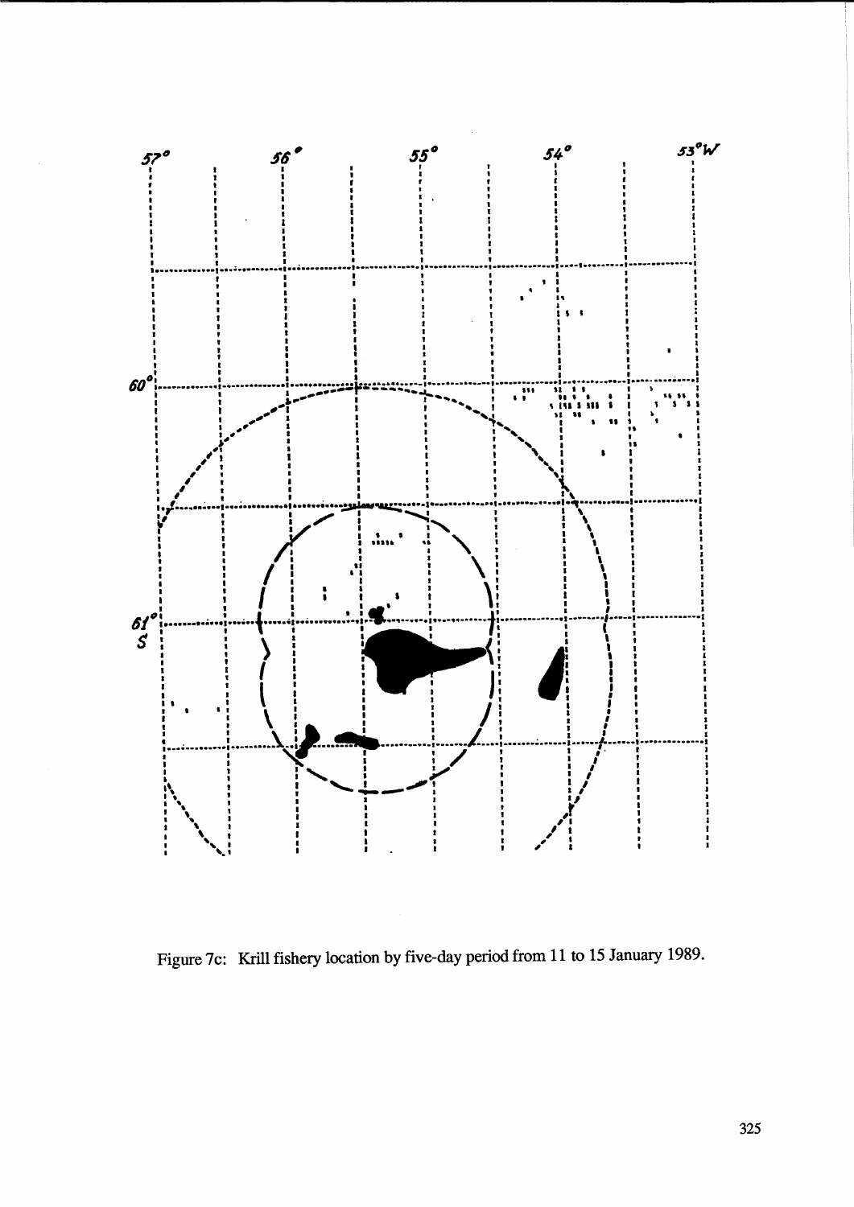Figure 7c: Krill fishery location by five-day period from 11 to 15 January 1989.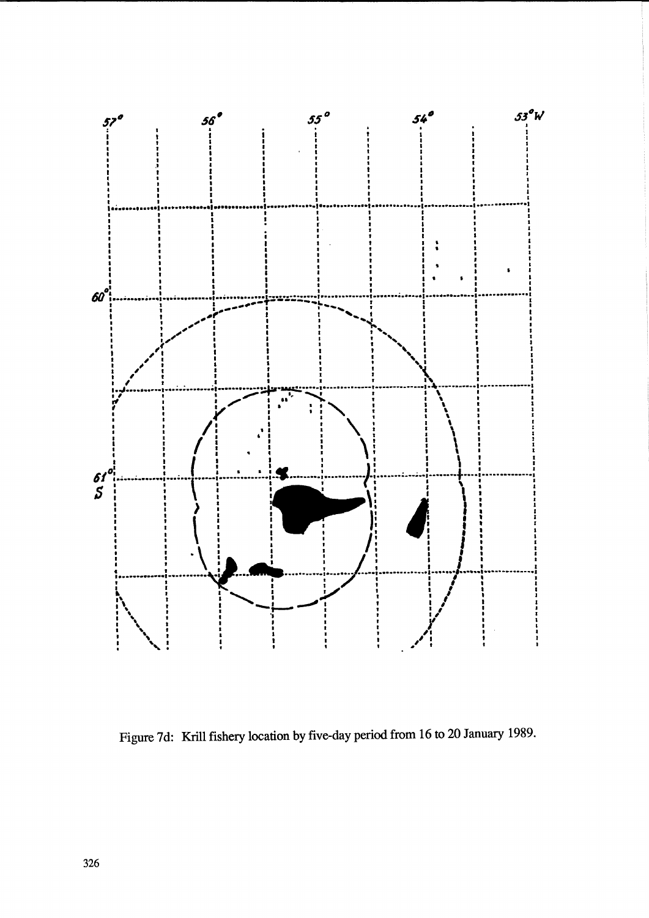Figure 7d: Krill fishery location by five-day period from 16 to 20 January 1989.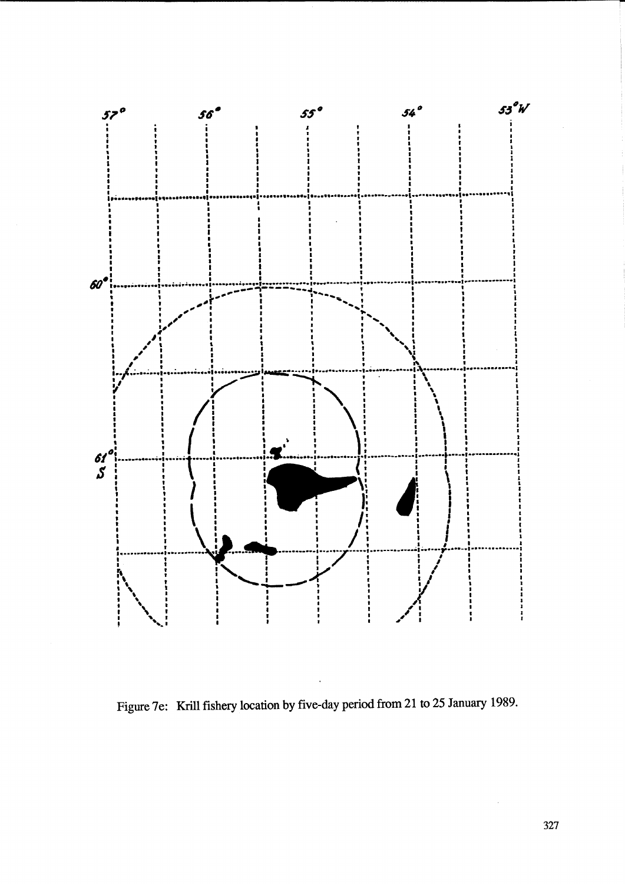Figure 7e: Krill fishery location by five-day period from 21 to 25 January 1989.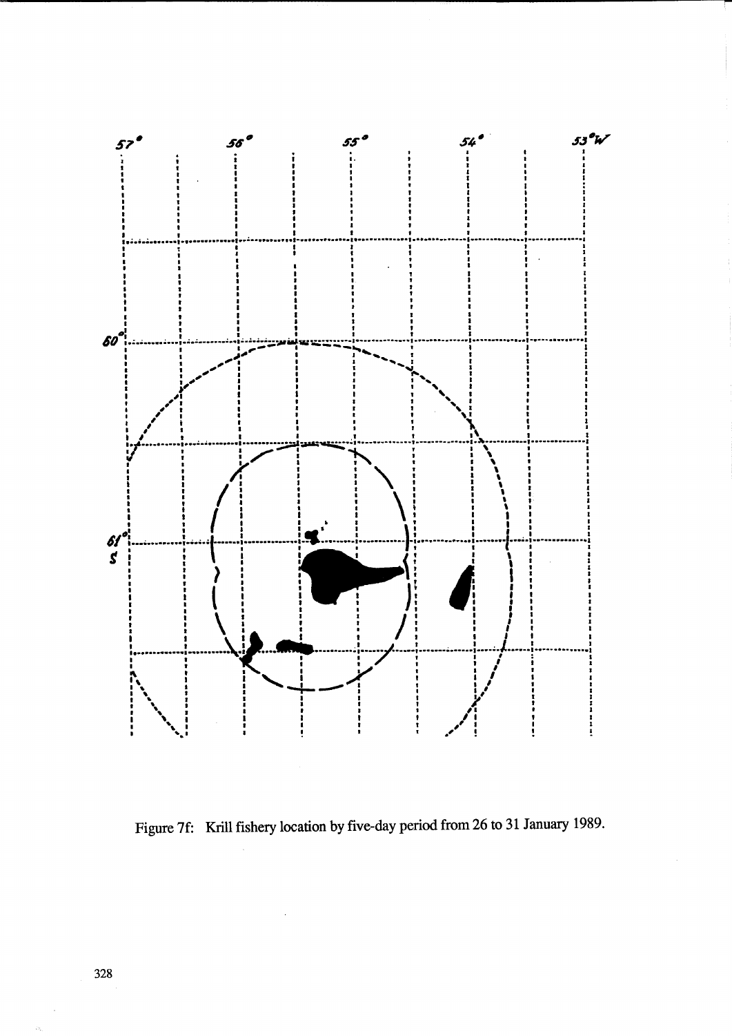Figure 7f: Krill fishery location by five-day period from 26 to 31 January 1989.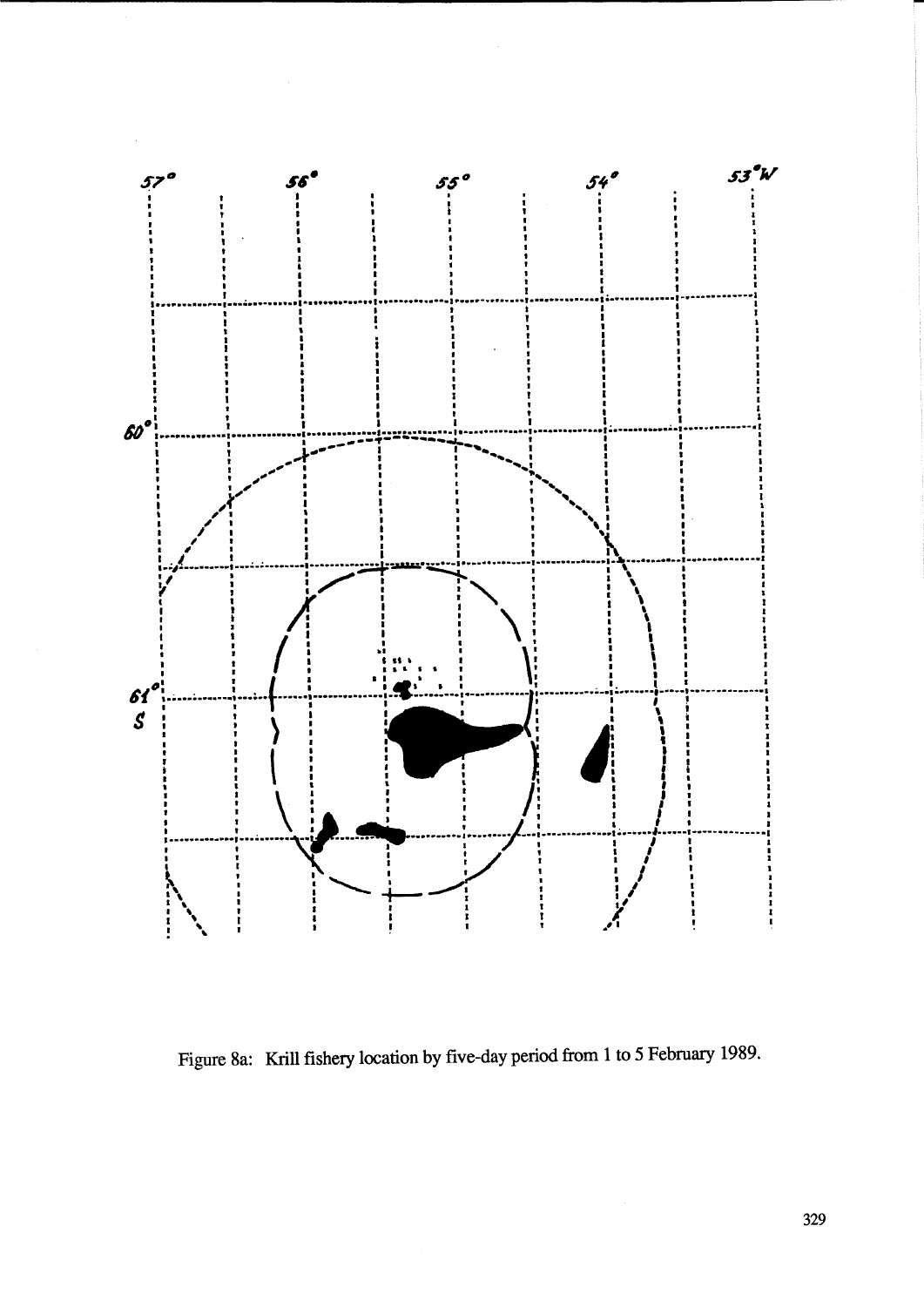Figure 8a: Krill fishery location by five-day period from 1 to 5 February 1989.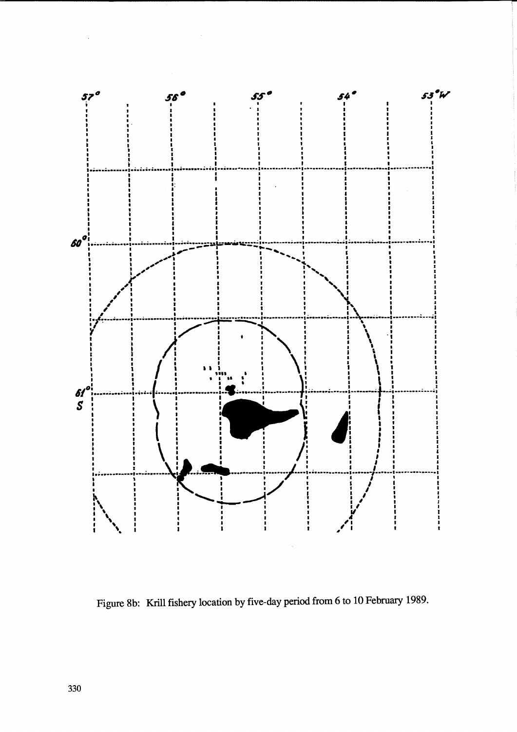Figure 8b: Krill fishery location by five-day period from 6 to 10 February 1989.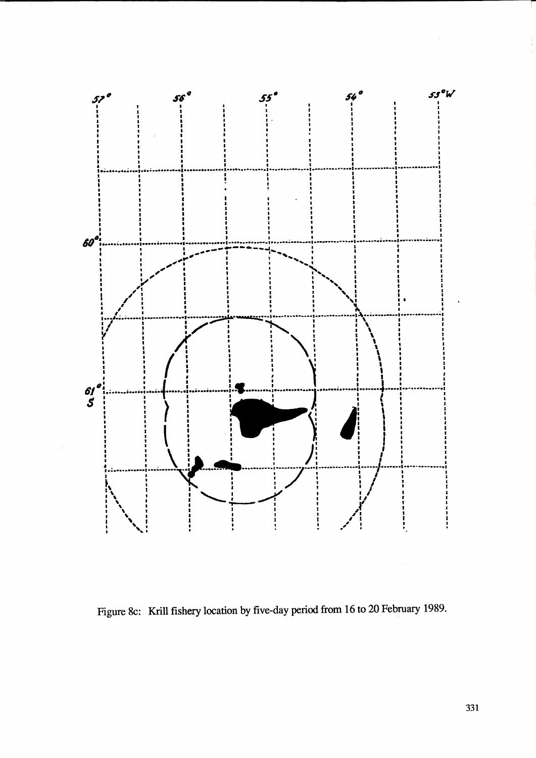Figure 8c: Krill fishery location by five-day period from 16 to 20 February 1989.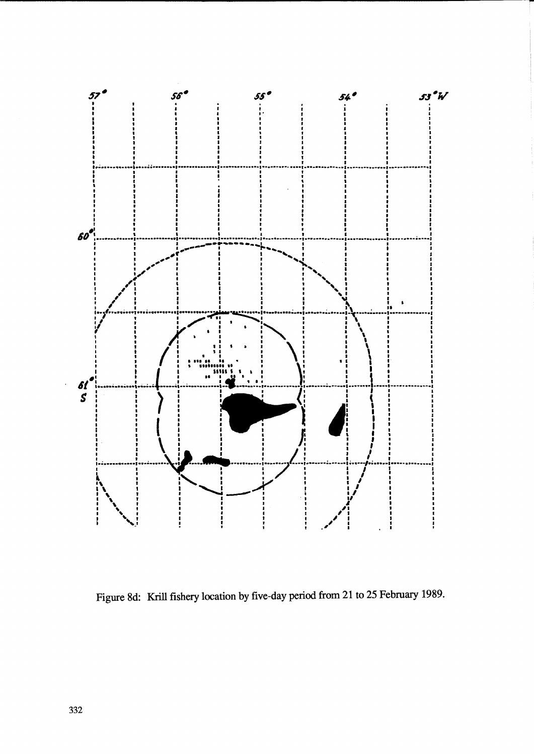Figure 8d: Krill fishery location by five-day period from 21 to 25 February 1989.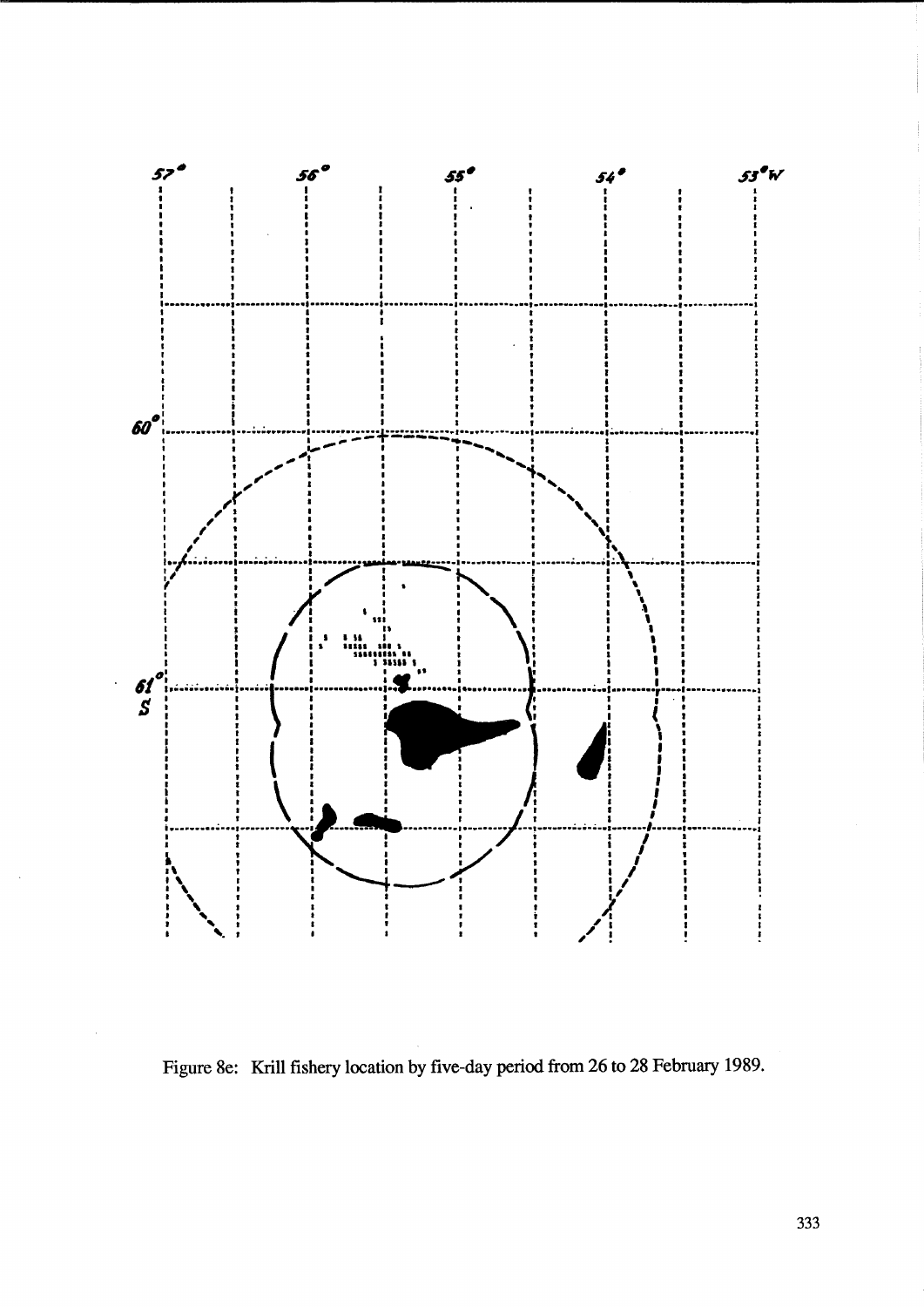Figure 8e: Krill fishery location by five-day period from 26 to 28 February 1989.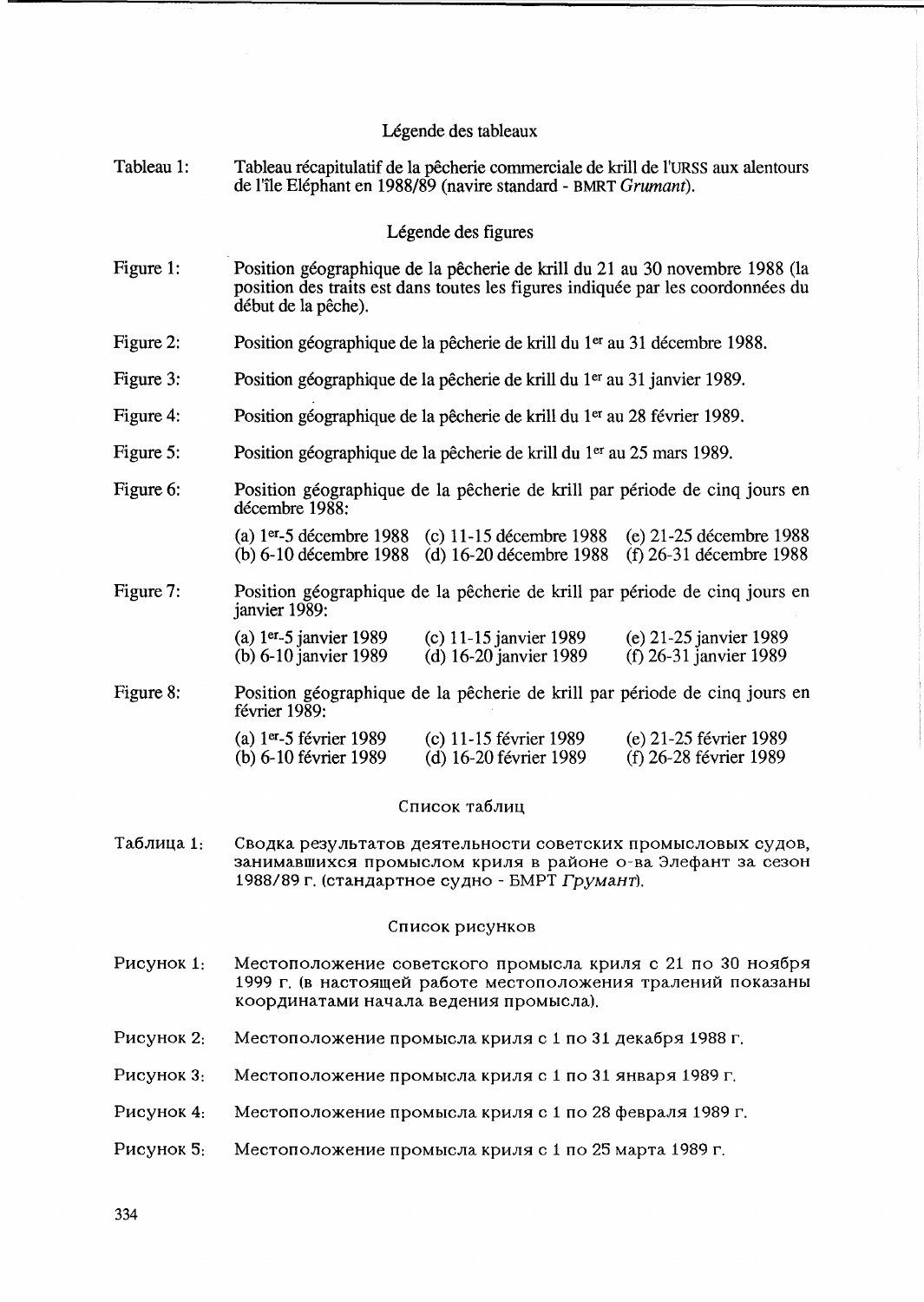## Légende des tableaux

Tableau 1: Tableau récapitulatif de la pêcherie commerciale de krill de l'URSS aux alentours de l'île Eléphant en 1988/89 (navire standard - BMRT *Grumant*).

## Légende des figures

Figure 1: Position géographique de la pêcherie de krill du 21 au 30 novembre 1988 (la position des traits est dans toutes les figures indiquée par les coordonnées du début de la pêche).

Figure 2: Position géographique de la pêcherie de krill du 1er au 31 décembre 1988.

Figure 3: Position géographique de la pêcherie de krill du 1er au 31 janvier 1989.

Figure 4: Position géographique de la pêcherie de krill du 1er au 28 février 1989.

Figure 5: Position géographique de la pêcherie de krill du 1er au 25 mars 1989.

Figure 6: Position géographique de la pêcherie de krill par période de cinq jours en décembre 1988:

(a) 1er-5 décembre 1988 (b) 6-10 décembre 1988 (c) 11-15 décembre 1988 (d) 16-20 décembre 1988 (e) 21-25 décembre 1988 (f) 26-31 décembre 1988

Figure 7: Position géographique de la pêcherie de krill par période de cinq jours en janvier 1989:

(a) 1er-5 janvier 1989 (b) 6-10 janvier 1989 (c) 11-15 janvier 1989 (d) 16-20 janvier 1989 (e) 21-25 janvier 1989 (f) 26-31 janvier 1989

Figure 8: Position géographique de la pêcherie de krill par période de cinq jours en février 1989:

(a) 1er-5 février 1989 (b) 6-10 février 1989 (c) 11-15 février 1989 (d) 16-20 février 1989 (e) 21-25 février 1989 (f) 26-28 février 1989

## Список таблиц

Таблица 1: Сводка результатов деятельности советских промысловых судов, занимавшихся промыслом криля в районе о-ва Элефант за сезон 1988/89 г. (стандартное судно - БМРТ *Грумант*).

## Список рисунков

Рисунок 1: Местоположение советского промысла криля с 21 по 30 ноября 1999 г. (в настоящей работе местоположения тралений показаны координатами начала ведения промысла).

Рисунок 2: Местоположение промысла криля с 1 по 31 декабря 1988 г.

Рисунок 3: Местоположение промысла криля с 1 по 31 января 1989 г.

Рисунок 4: Местоположение промысла криля с 1 по 28 февраля 1989 г.

Рисунок 5: Местоположение промысла криля с 1 по 25 марта 1989 г.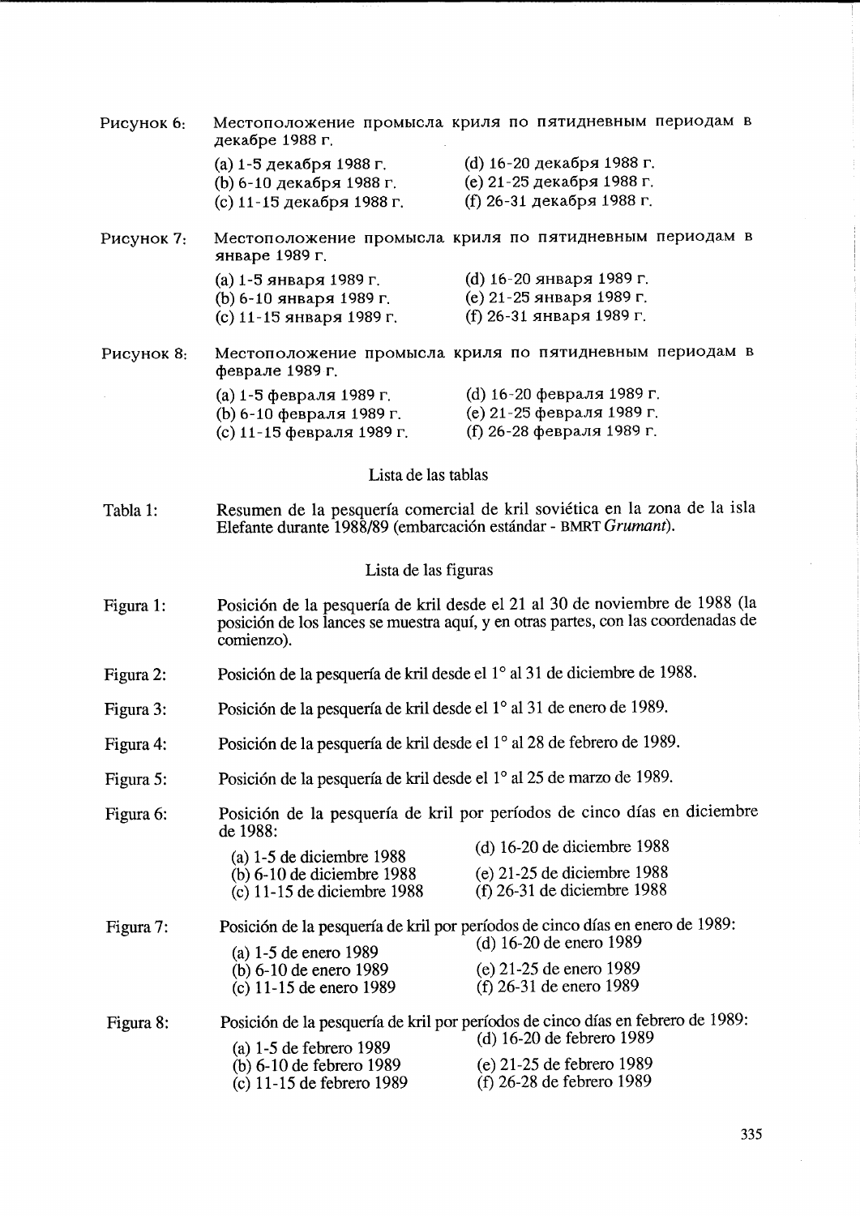Рисунок 6: Местоположение промысла криля по пятидневным периодам в декабре 1988 г.

(a) 1-5 декабря 1988 г.
(b) 6-10 декабря 1988 г.
(c) 11-15 декабря 1988 г.
(d) 16-20 декабря 1988 г.
(e) 21-25 декабря 1988 г.
(f) 26-31 декабря 1988 г.

Рисунок 7: Местоположение промысла криля по пятидневным периодам в январе 1989 г.

(a) 1-5 января 1989 г.
(b) 6-10 января 1989 г.
(c) 11-15 января 1989 г.
(d) 16-20 января 1989 г.
(e) 21-25 января 1989 г.
(f) 26-31 января 1989 г.

Рисунок 8: Местоположение промысла криля по пятидневным периодам в феврале 1989 г.

(a) 1-5 февраля 1989 г.
(b) 6-10 февраля 1989 г.
(c) 11-15 февраля 1989 г.
(d) 16-20 февраля 1989 г.
(e) 21-25 февраля 1989 г.
(f) 26-28 февраля 1989 г.

## Lista de las tablas

Tabla 1: Resumen de la pesquería comercial de kril soviética en la zona de la isla Elefante durante 1988/89 (embarcación estándar - BMRT *Grumant*).

## Lista de las figuras

Figura 1: Posición de la pesquería de kril desde el 21 al 30 de noviembre de 1988 (la posición de los lances se muestra aquí, y en otras partes, con las coordenadas de comienzo).

Figura 2: Posición de la pesquería de kril desde el 1° al 31 de diciembre de 1988.

Figura 3: Posición de la pesquería de kril desde el 1° al 31 de enero de 1989.

Figura 4: Posición de la pesquería de kril desde el 1° al 28 de febrero de 1989.

Figura 5: Posición de la pesquería de kril desde el 1° al 25 de marzo de 1989.

Figura 6: Posición de la pesquería de kril por períodos de cinco días en diciembre de 1988:

(a) 1-5 de diciembre 1988
(b) 6-10 de diciembre 1988
(c) 11-15 de diciembre 1988
(d) 16-20 de diciembre 1988
(e) 21-25 de diciembre 1988
(f) 26-31 de diciembre 1988

Figura 7: Posición de la pesquería de kril por períodos de cinco días en enero de 1989:

(a) 1-5 de enero 1989
(b) 6-10 de enero 1989
(c) 11-15 de enero 1989
(d) 16-20 de enero 1989
(e) 21-25 de enero 1989
(f) 26-31 de enero 1989

Figura 8: Posición de la pesquería de kril por períodos de cinco días en febrero de 1989:

(a) 1-5 de febrero 1989
(b) 6-10 de febrero 1989
(c) 11-15 de febrero 1989
(d) 16-20 de febrero 1989
(e) 21-25 de febrero 1989
(f) 26-28 de febrero 1989